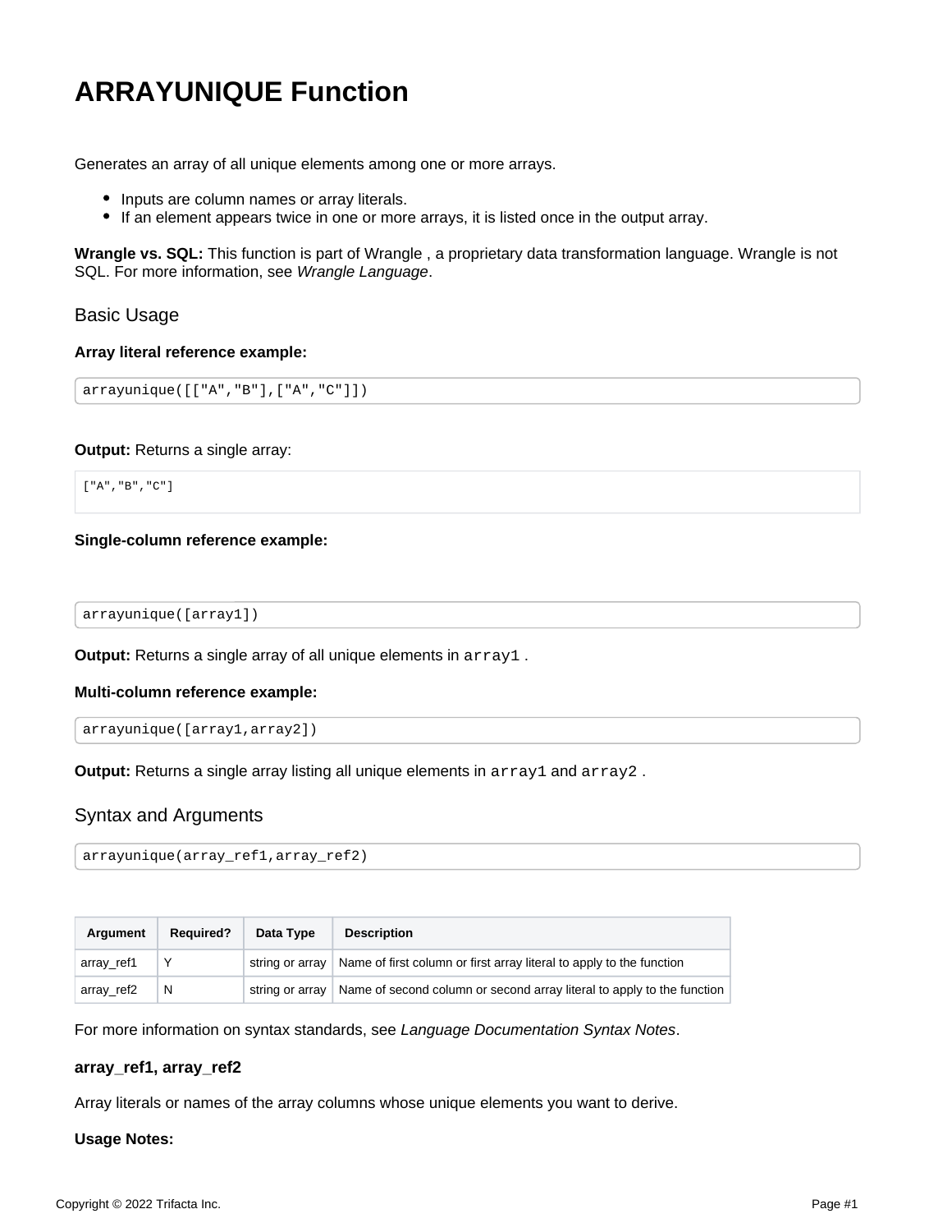# ARRAYUNIQUE Function

Generates an array of all unique elements among one or more arrays.

- Inputs are column names or array literals.
- If an element appears twice in one or more arrays, it is listed once in the output array.

**Wrangle vs. SQL:** This function is part of Wrangle , a proprietary data transformation language. Wrangle is not SQL. For more information, see *Wrangle Language*.

## Basic Usage

**Array literal reference example:**

```
arrayunique([["A","B"],["A","C"]])
```

**Output:** Returns a single array:

```
["A","B","C"]
```

**Single-column reference example:**

```
arrayunique([array1])
```

**Output:** Returns a single array of all unique elements in `array1` .

**Multi-column reference example:**

```
arrayunique([array1,array2])
```

**Output:** Returns a single array listing all unique elements in `array1` and `array2` .

## Syntax and Arguments

```
arrayunique(array_ref1,array_ref2)
```

| Argument | Required? | Data Type | Description |
|---|---|---|---|
| array_ref1 | Y | string or array | Name of first column or first array literal to apply to the function |
| array_ref2 | N | string or array | Name of second column or second array literal to apply to the function |

For more information on syntax standards, see *Language Documentation Syntax Notes*.

### array_ref1, array_ref2

Array literals or names of the array columns whose unique elements you want to derive.

**Usage Notes:**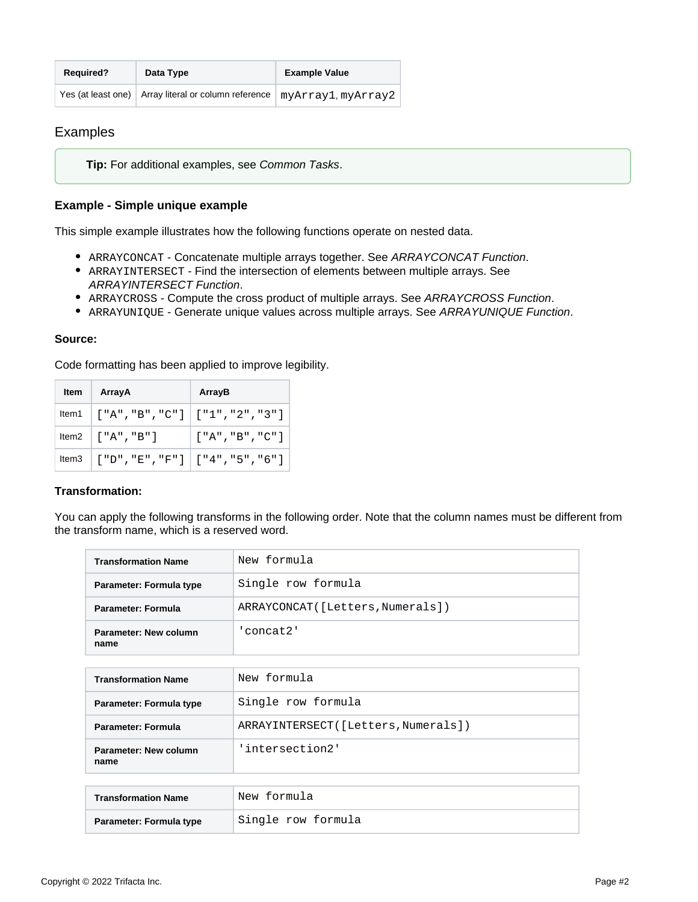| Required? | Data Type | Example Value |
| --- | --- | --- |
| Yes (at least one) | Array literal or column reference | `myArray1`, `myArray2` |

## Examples

> **Tip:** For additional examples, see *Common Tasks*.

### Example - Simple unique example

This simple example illustrates how the following functions operate on nested data.

- `ARRAYCONCAT` - Concatenate multiple arrays together. See *ARRAYCONCAT Function*.
- `ARRAYINTERSECT` - Find the intersection of elements between multiple arrays. See *ARRAYINTERSECT Function*.
- `ARRAYCROSS` - Compute the cross product of multiple arrays. See *ARRAYCROSS Function*.
- `ARRAYUNIQUE` - Generate unique values across multiple arrays. See *ARRAYUNIQUE Function*.

**Source:**

Code formatting has been applied to improve legibility.

| Item | ArrayA | ArrayB |
| --- | --- | --- |
| Item1 | `["A","B","C"]` | `["1","2","3"]` |
| Item2 | `["A","B"]` | `["A","B","C"]` |
| Item3 | `["D","E","F"]` | `["4","5","6"]` |

**Transformation:**

You can apply the following transforms in the following order. Note that the column names must be different from the transform name, which is a reserved word.

| Transformation Name | `New formula` |
| --- | --- |
| Parameter: Formula type | `Single row formula` |
| Parameter: Formula | `ARRAYCONCAT([Letters,Numerals])` |
| Parameter: New column name | `'concat2'` |

| Transformation Name | `New formula` |
| --- | --- |
| Parameter: Formula type | `Single row formula` |
| Parameter: Formula | `ARRAYINTERSECT([Letters,Numerals])` |
| Parameter: New column name | `'intersection2'` |

| Transformation Name | `New formula` |
| --- | --- |
| Parameter: Formula type | `Single row formula` |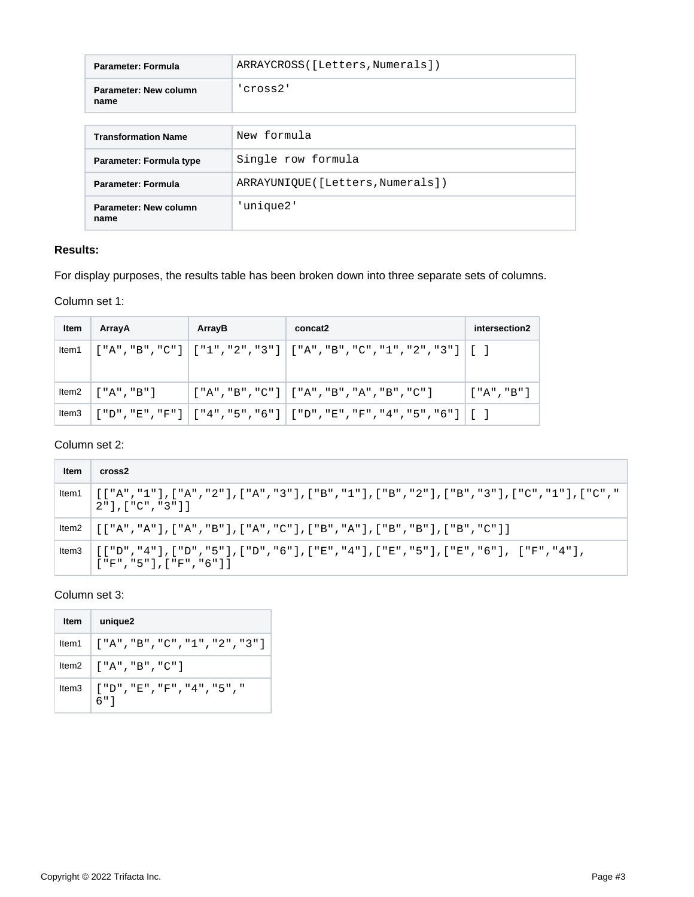| | |
|---|---|
| **Parameter: Formula** | ARRAYCROSS([Letters,Numerals]) |
| **Parameter: New column name** | 'cross2' |

| | |
|---|---|
| **Transformation Name** | New formula |
| **Parameter: Formula type** | Single row formula |
| **Parameter: Formula** | ARRAYUNIQUE([Letters,Numerals]) |
| **Parameter: New column name** | 'unique2' |

**Results:**

For display purposes, the results table has been broken down into three separate sets of columns.

Column set 1:

| Item | ArrayA | ArrayB | concat2 | intersection2 |
|---|---|---|---|---|
| Item1 | ["A","B","C"] | ["1","2","3"] | ["A","B","C","1","2","3"] | [ ] |
| Item2 | ["A","B"] | ["A","B","C"] | ["A","B","A","B","C"] | ["A","B"] |
| Item3 | ["D","E","F"] | ["4","5","6"] | ["D","E","F","4","5","6"] | [ ] |

Column set 2:

| Item | cross2 |
|---|---|
| Item1 | [["A","1"],["A","2"],["A","3"],["B","1"],["B","2"],["B","3"],["C","1"],["C","2"],["C","3"]] |
| Item2 | [["A","A"],["A","B"],["A","C"],["B","A"],["B","B"],["B","C"]] |
| Item3 | [["D","4"],["D","5"],["D","6"],["E","4"],["E","5"],["E","6"], ["F","4"], ["F","5"],["F","6"]] |

Column set 3:

| Item | unique2 |
|---|---|
| Item1 | ["A","B","C","1","2","3"] |
| Item2 | ["A","B","C"] |
| Item3 | ["D","E","F","4","5","6"] |

Copyright © 2022 Trifacta Inc.